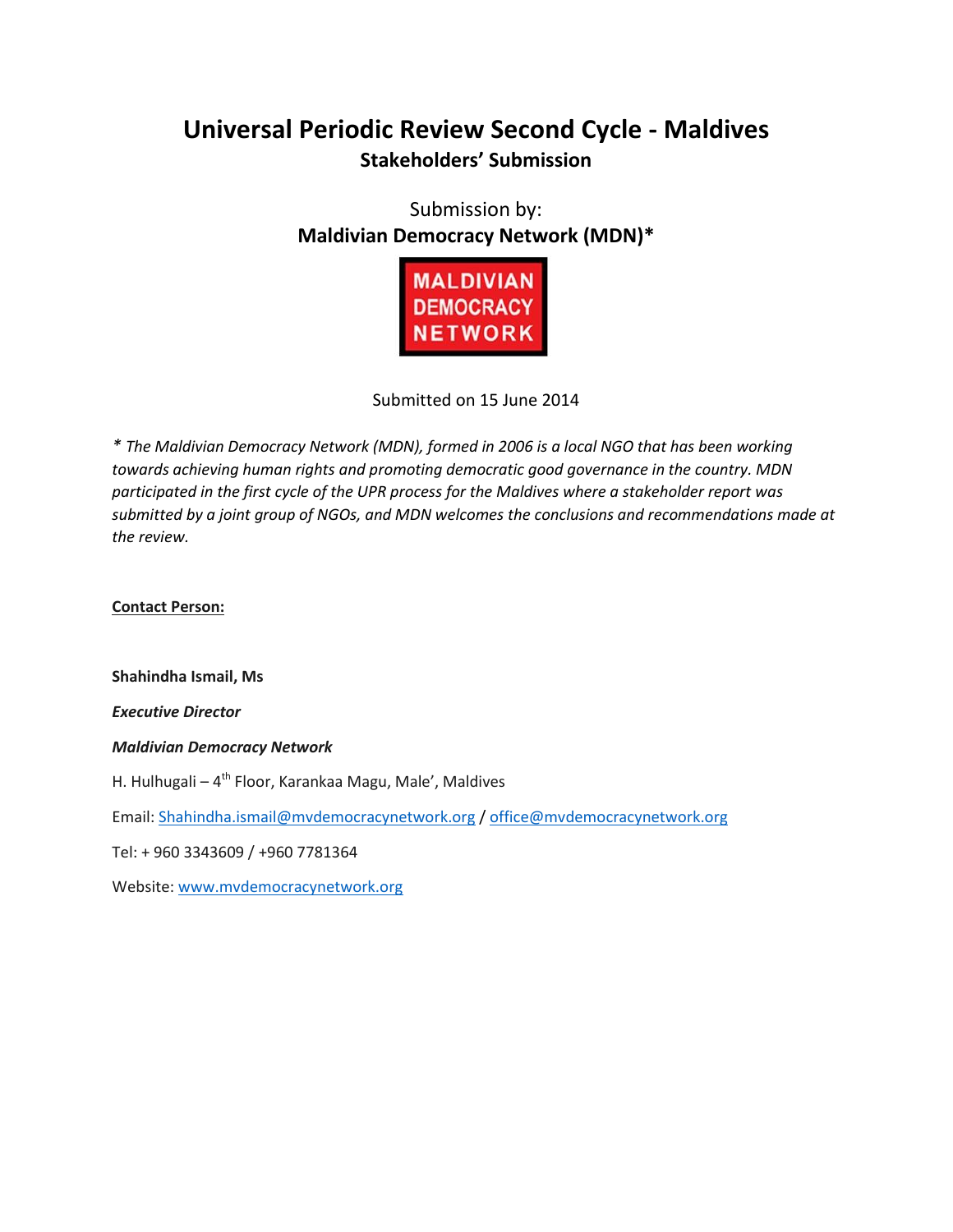# Universal Periodic Review Second Cycle - Maldives

## Stakeholders' Submission

Submission by:

**Maldivian Democracy Network (MDN)***

MALDIVIAN DEMOCRACY NETWORK

Submitted on 15 June 2014

*\* The Maldivian Democracy Network (MDN), formed in 2006 is a local NGO that has been working towards achieving human rights and promoting democratic good governance in the country. MDN participated in the first cycle of the UPR process for the Maldives where a stakeholder report was submitted by a joint group of NGOs, and MDN welcomes the conclusions and recommendations made at the review.*

**Contact Person:**

**Shahindha Ismail, Ms**

***Executive Director***

***Maldivian Democracy Network***

H. Hulhugali – 4th Floor, Karankaa Magu, Male', Maldives

Email: Shahindha.ismail@mvdemocracynetwork.org / office@mvdemocracynetwork.org

Tel: + 960 3343609 / +960 7781364

Website: www.mvdemocracynetwork.org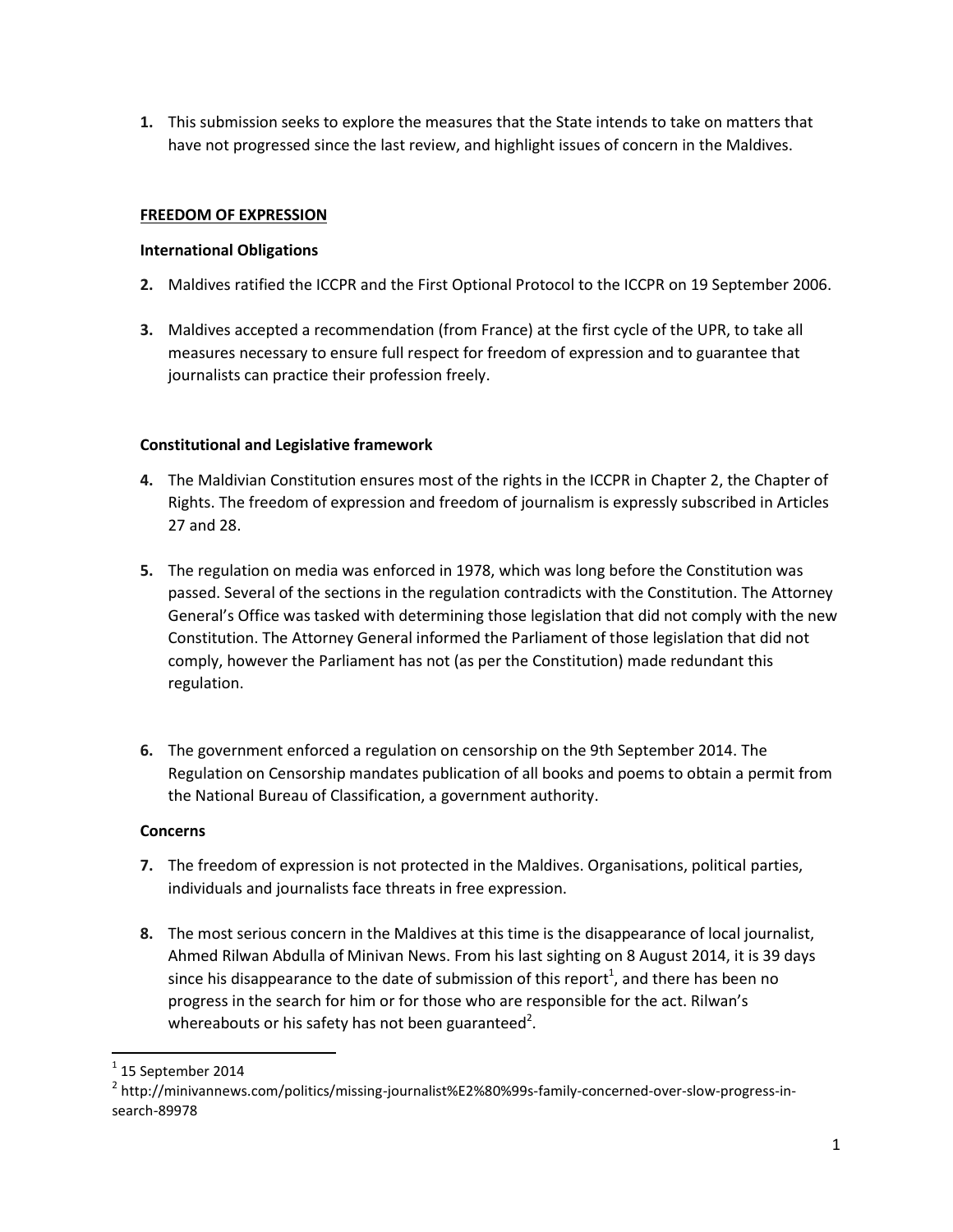1. This submission seeks to explore the measures that the State intends to take on matters that have not progressed since the last review, and highlight issues of concern in the Maldives.

## FREEDOM OF EXPRESSION

### International Obligations

2. Maldives ratified the ICCPR and the First Optional Protocol to the ICCPR on 19 September 2006.

3. Maldives accepted a recommendation (from France) at the first cycle of the UPR, to take all measures necessary to ensure full respect for freedom of expression and to guarantee that journalists can practice their profession freely.

### Constitutional and Legislative framework

4. The Maldivian Constitution ensures most of the rights in the ICCPR in Chapter 2, the Chapter of Rights. The freedom of expression and freedom of journalism is expressly subscribed in Articles 27 and 28.

5. The regulation on media was enforced in 1978, which was long before the Constitution was passed. Several of the sections in the regulation contradicts with the Constitution. The Attorney General's Office was tasked with determining those legislation that did not comply with the new Constitution. The Attorney General informed the Parliament of those legislation that did not comply, however the Parliament has not (as per the Constitution) made redundant this regulation.

6. The government enforced a regulation on censorship on the 9th September 2014. The Regulation on Censorship mandates publication of all books and poems to obtain a permit from the National Bureau of Classification, a government authority.

### Concerns

7. The freedom of expression is not protected in the Maldives. Organisations, political parties, individuals and journalists face threats in free expression.

8. The most serious concern in the Maldives at this time is the disappearance of local journalist, Ahmed Rilwan Abdulla of Minivan News. From his last sighting on 8 August 2014, it is 39 days since his disappearance to the date of submission of this report[1], and there has been no progress in the search for him or for those who are responsible for the act. Rilwan's whereabouts or his safety has not been guaranteed[2].

---

[1] 15 September 2014

[2] http://minivannews.com/politics/missing-journalist%E2%80%99s-family-concerned-over-slow-progress-in-search-89978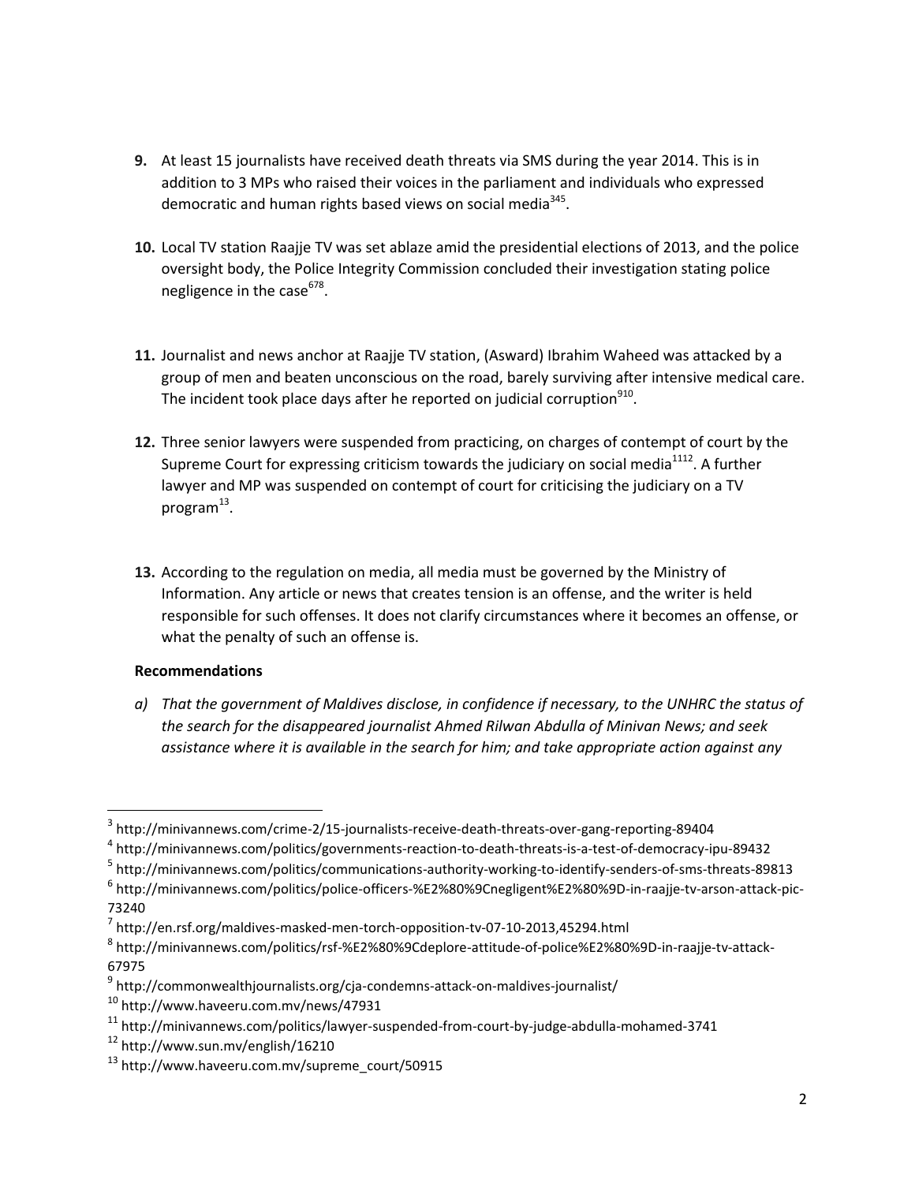9. At least 15 journalists have received death threats via SMS during the year 2014. This is in addition to 3 MPs who raised their voices in the parliament and individuals who expressed democratic and human rights based views on social media[3][4][5].

10. Local TV station Raajje TV was set ablaze amid the presidential elections of 2013, and the police oversight body, the Police Integrity Commission concluded their investigation stating police negligence in the case[6][7][8].

11. Journalist and news anchor at Raajje TV station, (Asward) Ibrahim Waheed was attacked by a group of men and beaten unconscious on the road, barely surviving after intensive medical care. The incident took place days after he reported on judicial corruption[9][10].

12. Three senior lawyers were suspended from practicing, on charges of contempt of court by the Supreme Court for expressing criticism towards the judiciary on social media[11][12]. A further lawyer and MP was suspended on contempt of court for criticising the judiciary on a TV program[13].

13. According to the regulation on media, all media must be governed by the Ministry of Information. Any article or news that creates tension is an offense, and the writer is held responsible for such offenses. It does not clarify circumstances where it becomes an offense, or what the penalty of such an offense is.

**Recommendations**

*a) That the government of Maldives disclose, in confidence if necessary, to the UNHRC the status of the search for the disappeared journalist Ahmed Rilwan Abdulla of Minivan News; and seek assistance where it is available in the search for him; and take appropriate action against any*

---

[3] http://minivannews.com/crime-2/15-journalists-receive-death-threats-over-gang-reporting-89404

[4] http://minivannews.com/politics/governments-reaction-to-death-threats-is-a-test-of-democracy-ipu-89432

[5] http://minivannews.com/politics/communications-authority-working-to-identify-senders-of-sms-threats-89813

[6] http://minivannews.com/politics/police-officers-%E2%80%9Cnegligent%E2%80%9D-in-raajje-tv-arson-attack-pic-73240

[7] http://en.rsf.org/maldives-masked-men-torch-opposition-tv-07-10-2013,45294.html

[8] http://minivannews.com/politics/rsf-%E2%80%9Cdeplore-attitude-of-police%E2%80%9D-in-raajje-tv-attack-67975

[9] http://commonwealthjournalists.org/cja-condemns-attack-on-maldives-journalist/

[10] http://www.haveeru.com.mv/news/47931

[11] http://minivannews.com/politics/lawyer-suspended-from-court-by-judge-abdulla-mohamed-3741

[12] http://www.sun.mv/english/16210

[13] http://www.haveeru.com.mv/supreme_court/50915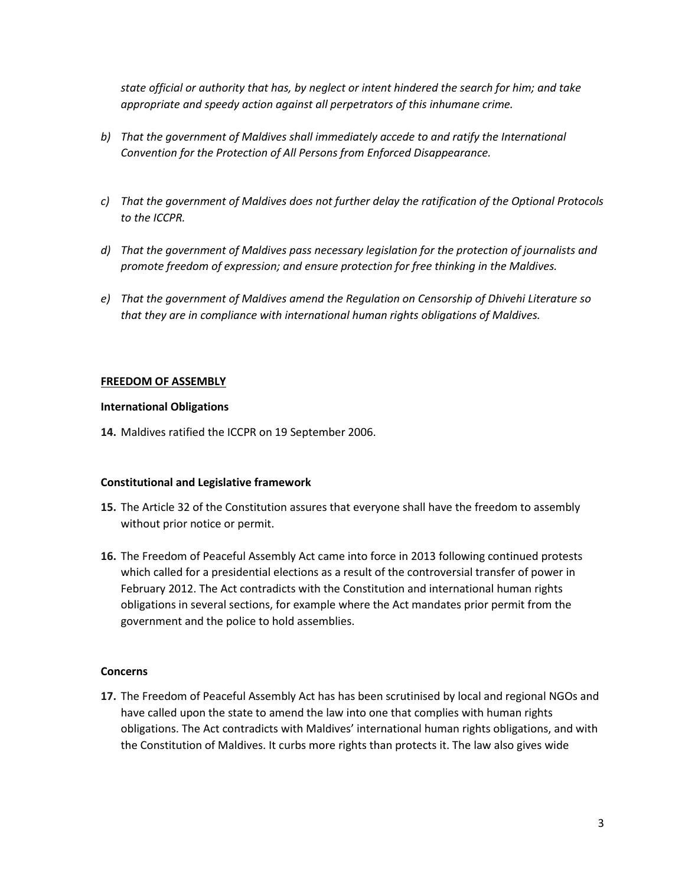*state official or authority that has, by neglect or intent hindered the search for him; and take appropriate and speedy action against all perpetrators of this inhumane crime.*

*b) That the government of Maldives shall immediately accede to and ratify the International Convention for the Protection of All Persons from Enforced Disappearance.*

*c) That the government of Maldives does not further delay the ratification of the Optional Protocols to the ICCPR.*

*d) That the government of Maldives pass necessary legislation for the protection of journalists and promote freedom of expression; and ensure protection for free thinking in the Maldives.*

*e) That the government of Maldives amend the Regulation on Censorship of Dhivehi Literature so that they are in compliance with international human rights obligations of Maldives.*

## FREEDOM OF ASSEMBLY

### International Obligations

**14.** Maldives ratified the ICCPR on 19 September 2006.

### Constitutional and Legislative framework

**15.** The Article 32 of the Constitution assures that everyone shall have the freedom to assembly without prior notice or permit.

**16.** The Freedom of Peaceful Assembly Act came into force in 2013 following continued protests which called for a presidential elections as a result of the controversial transfer of power in February 2012. The Act contradicts with the Constitution and international human rights obligations in several sections, for example where the Act mandates prior permit from the government and the police to hold assemblies.

### Concerns

**17.** The Freedom of Peaceful Assembly Act has has been scrutinised by local and regional NGOs and have called upon the state to amend the law into one that complies with human rights obligations. The Act contradicts with Maldives' international human rights obligations, and with the Constitution of Maldives. It curbs more rights than protects it. The law also gives wide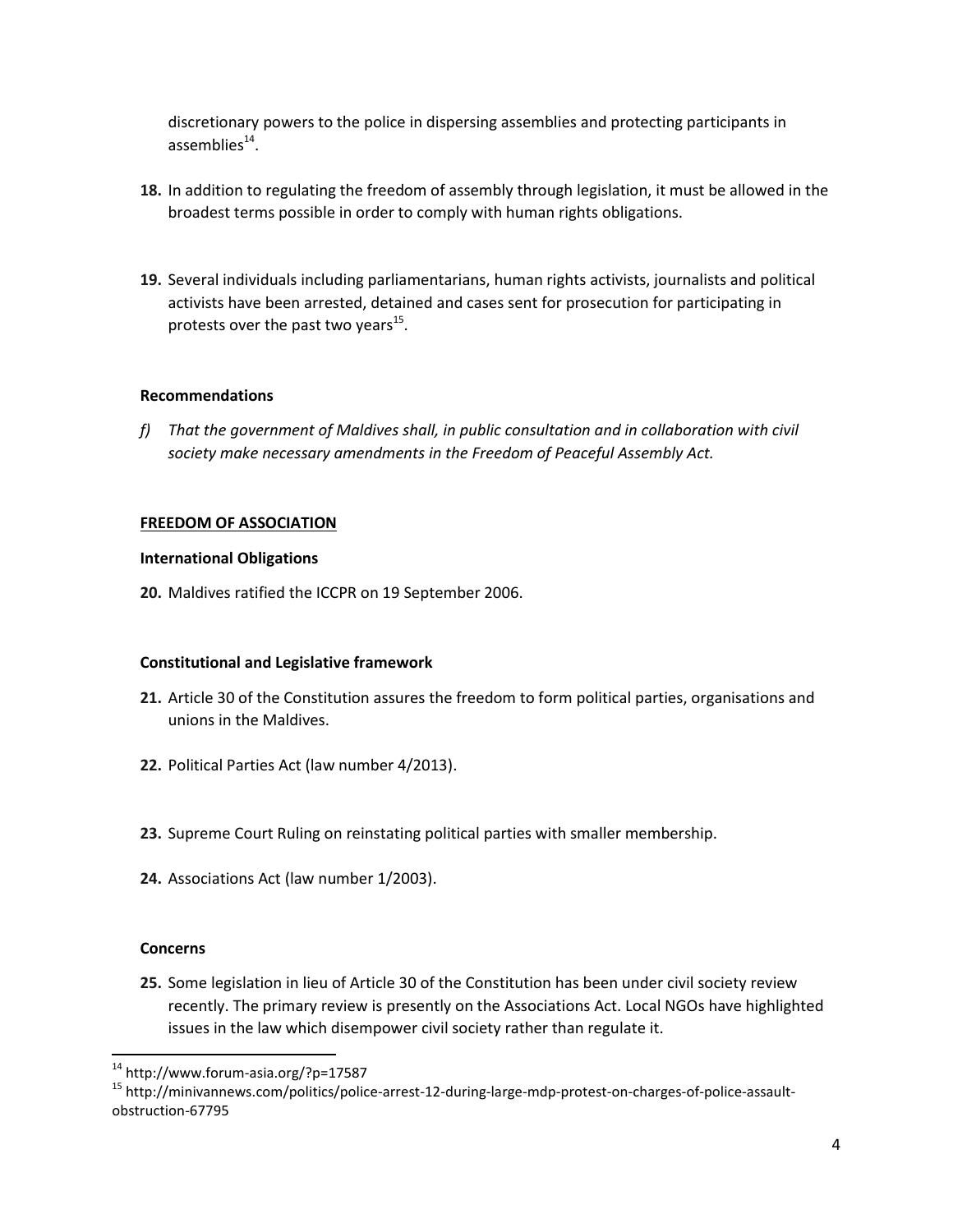discretionary powers to the police in dispersing assemblies and protecting participants in assemblies[14].

**18.** In addition to regulating the freedom of assembly through legislation, it must be allowed in the broadest terms possible in order to comply with human rights obligations.

**19.** Several individuals including parliamentarians, human rights activists, journalists and political activists have been arrested, detained and cases sent for prosecution for participating in protests over the past two years[15].

**Recommendations**

*f) That the government of Maldives shall, in public consultation and in collaboration with civil society make necessary amendments in the Freedom of Peaceful Assembly Act.*

## FREEDOM OF ASSOCIATION

**International Obligations**

**20.** Maldives ratified the ICCPR on 19 September 2006.

**Constitutional and Legislative framework**

**21.** Article 30 of the Constitution assures the freedom to form political parties, organisations and unions in the Maldives.

**22.** Political Parties Act (law number 4/2013).

**23.** Supreme Court Ruling on reinstating political parties with smaller membership.

**24.** Associations Act (law number 1/2003).

**Concerns**

**25.** Some legislation in lieu of Article 30 of the Constitution has been under civil society review recently. The primary review is presently on the Associations Act. Local NGOs have highlighted issues in the law which disempower civil society rather than regulate it.

---

[14] http://www.forum-asia.org/?p=17587

[15] http://minivannews.com/politics/police-arrest-12-during-large-mdp-protest-on-charges-of-police-assault-obstruction-67795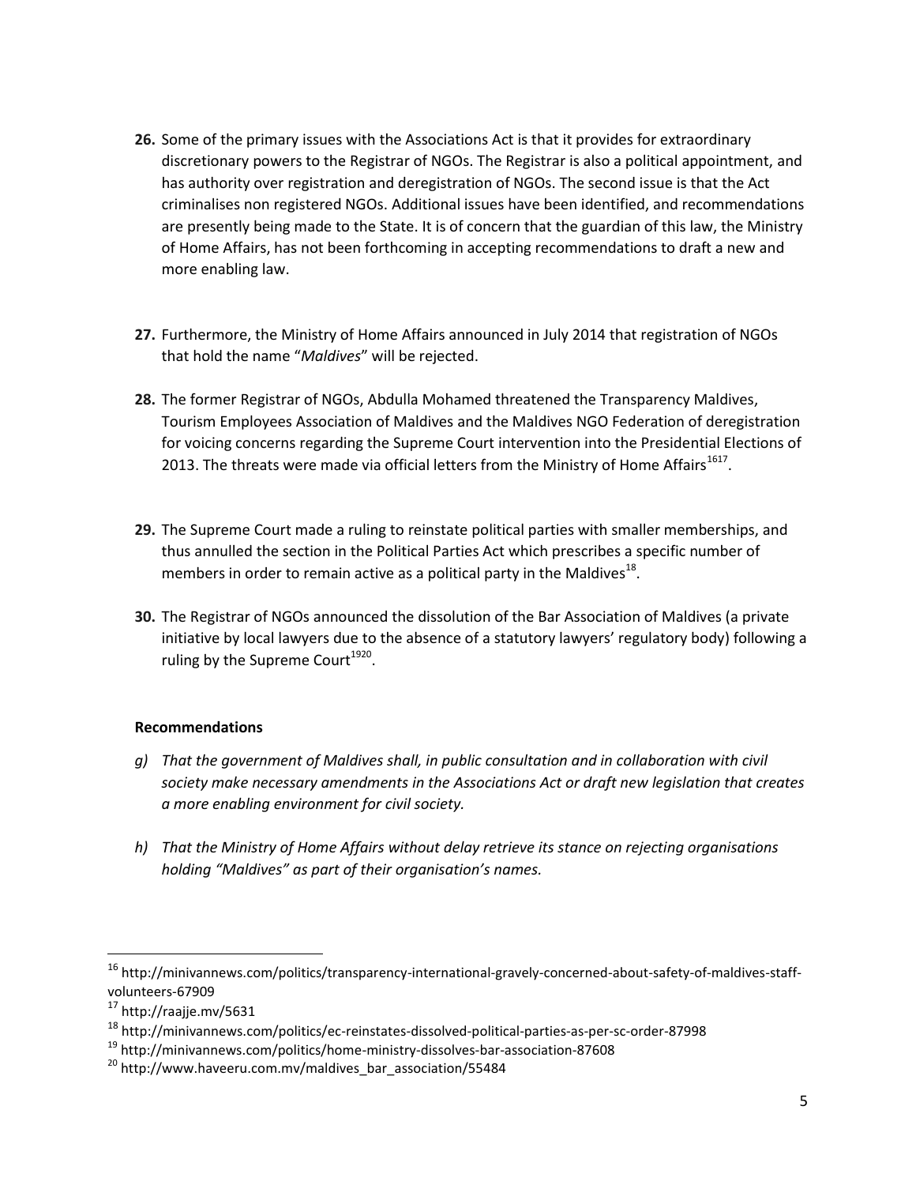**26.** Some of the primary issues with the Associations Act is that it provides for extraordinary discretionary powers to the Registrar of NGOs. The Registrar is also a political appointment, and has authority over registration and deregistration of NGOs. The second issue is that the Act criminalises non registered NGOs. Additional issues have been identified, and recommendations are presently being made to the State. It is of concern that the guardian of this law, the Ministry of Home Affairs, has not been forthcoming in accepting recommendations to draft a new and more enabling law.

**27.** Furthermore, the Ministry of Home Affairs announced in July 2014 that registration of NGOs that hold the name "*Maldives*" will be rejected.

**28.** The former Registrar of NGOs, Abdulla Mohamed threatened the Transparency Maldives, Tourism Employees Association of Maldives and the Maldives NGO Federation of deregistration for voicing concerns regarding the Supreme Court intervention into the Presidential Elections of 2013. The threats were made via official letters from the Ministry of Home Affairs[16][17].

**29.** The Supreme Court made a ruling to reinstate political parties with smaller memberships, and thus annulled the section in the Political Parties Act which prescribes a specific number of members in order to remain active as a political party in the Maldives[18].

**30.** The Registrar of NGOs announced the dissolution of the Bar Association of Maldives (a private initiative by local lawyers due to the absence of a statutory lawyers' regulatory body) following a ruling by the Supreme Court[19][20].

**Recommendations**

*g) That the government of Maldives shall, in public consultation and in collaboration with civil society make necessary amendments in the Associations Act or draft new legislation that creates a more enabling environment for civil society.*

*h) That the Ministry of Home Affairs without delay retrieve its stance on rejecting organisations holding "Maldives" as part of their organisation's names.*

---

[16] http://minivannews.com/politics/transparency-international-gravely-concerned-about-safety-of-maldives-staff-volunteers-67909

[17] http://raajje.mv/5631

[18] http://minivannews.com/politics/ec-reinstates-dissolved-political-parties-as-per-sc-order-87998

[19] http://minivannews.com/politics/home-ministry-dissolves-bar-association-87608

[20] http://www.haveeru.com.mv/maldives_bar_association/55484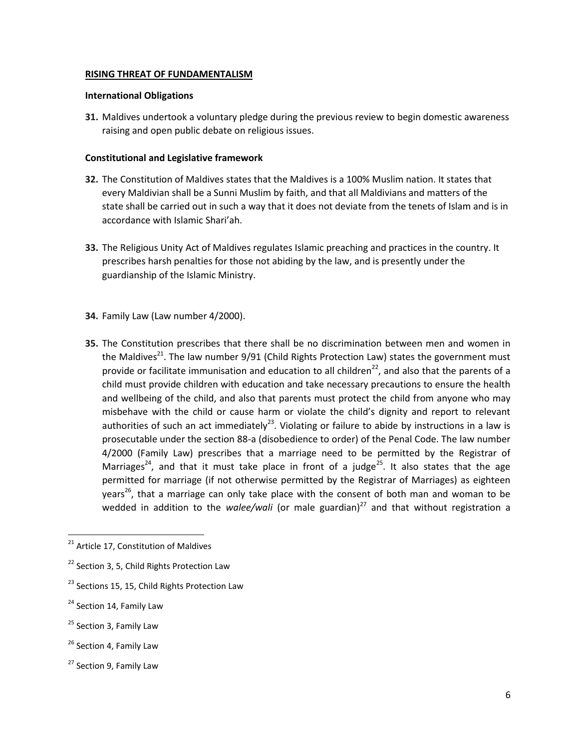**RISING THREAT OF FUNDAMENTALISM**

**International Obligations**

**31.** Maldives undertook a voluntary pledge during the previous review to begin domestic awareness raising and open public debate on religious issues.

**Constitutional and Legislative framework**

**32.** The Constitution of Maldives states that the Maldives is a 100% Muslim nation. It states that every Maldivian shall be a Sunni Muslim by faith, and that all Maldivians and matters of the state shall be carried out in such a way that it does not deviate from the tenets of Islam and is in accordance with Islamic Shari'ah.

**33.** The Religious Unity Act of Maldives regulates Islamic preaching and practices in the country. It prescribes harsh penalties for those not abiding by the law, and is presently under the guardianship of the Islamic Ministry.

**34.** Family Law (Law number 4/2000).

**35.** The Constitution prescribes that there shall be no discrimination between men and women in the Maldives[21]. The law number 9/91 (Child Rights Protection Law) states the government must provide or facilitate immunisation and education to all children[22], and also that the parents of a child must provide children with education and take necessary precautions to ensure the health and wellbeing of the child, and also that parents must protect the child from anyone who may misbehave with the child or cause harm or violate the child's dignity and report to relevant authorities of such an act immediately[23]. Violating or failure to abide by instructions in a law is prosecutable under the section 88-a (disobedience to order) of the Penal Code. The law number 4/2000 (Family Law) prescribes that a marriage need to be permitted by the Registrar of Marriages[24], and that it must take place in front of a judge[25]. It also states that the age permitted for marriage (if not otherwise permitted by the Registrar of Marriages) as eighteen years[26], that a marriage can only take place with the consent of both man and woman to be wedded in addition to the *walee/wali* (or male guardian)[27] and that without registration a

---

[21] Article 17, Constitution of Maldives

[22] Section 3, 5, Child Rights Protection Law

[23] Sections 15, 15, Child Rights Protection Law

[24] Section 14, Family Law

[25] Section 3, Family Law

[26] Section 4, Family Law

[27] Section 9, Family Law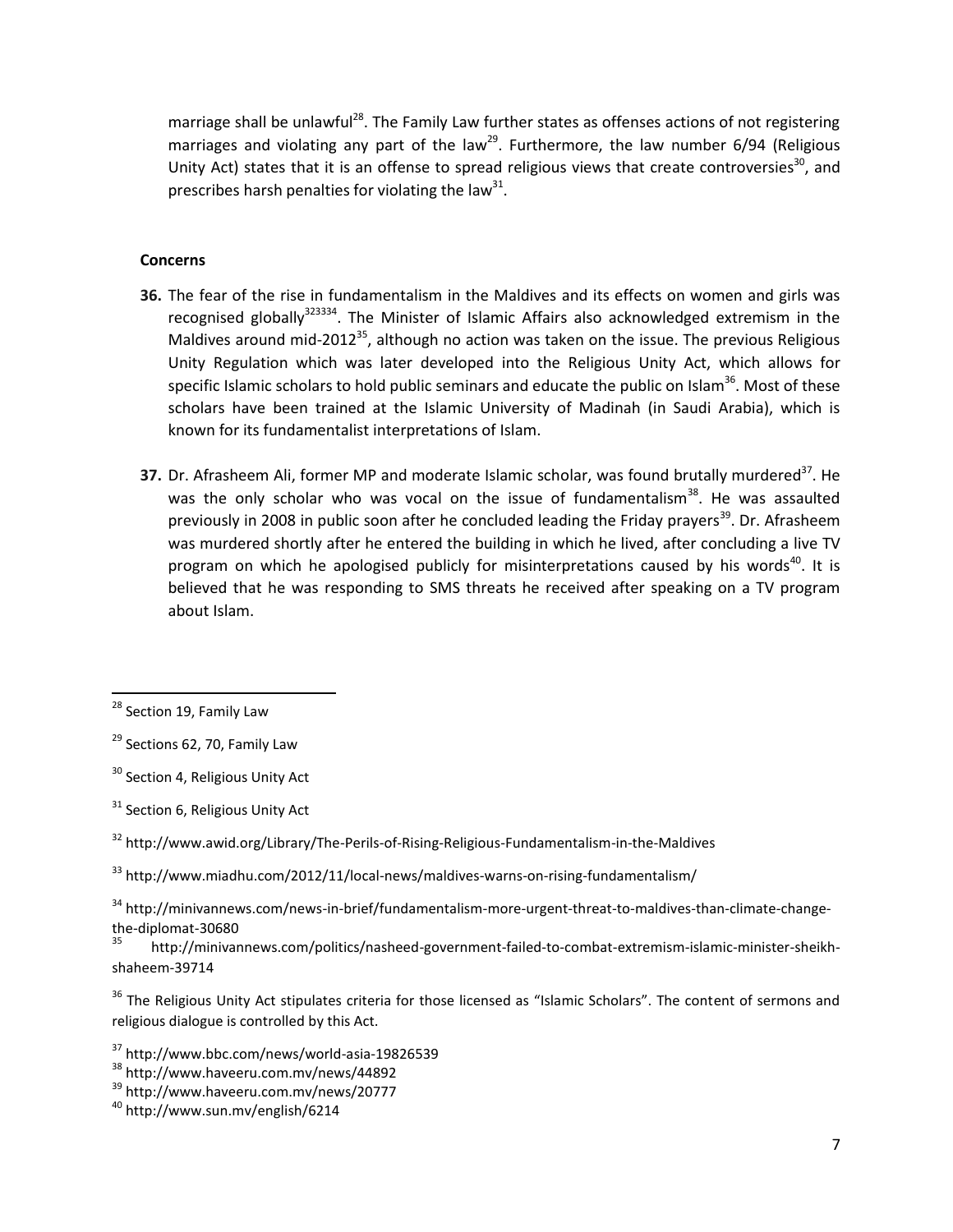marriage shall be unlawful[28]. The Family Law further states as offenses actions of not registering marriages and violating any part of the law[29]. Furthermore, the law number 6/94 (Religious Unity Act) states that it is an offense to spread religious views that create controversies[30], and prescribes harsh penalties for violating the law[31].

**Concerns**

**36.** The fear of the rise in fundamentalism in the Maldives and its effects on women and girls was recognised globally[32][33][34]. The Minister of Islamic Affairs also acknowledged extremism in the Maldives around mid-2012[35], although no action was taken on the issue. The previous Religious Unity Regulation which was later developed into the Religious Unity Act, which allows for specific Islamic scholars to hold public seminars and educate the public on Islam[36]. Most of these scholars have been trained at the Islamic University of Madinah (in Saudi Arabia), which is known for its fundamentalist interpretations of Islam.

**37.** Dr. Afrasheem Ali, former MP and moderate Islamic scholar, was found brutally murdered[37]. He was the only scholar who was vocal on the issue of fundamentalism[38]. He was assaulted previously in 2008 in public soon after he concluded leading the Friday prayers[39]. Dr. Afrasheem was murdered shortly after he entered the building in which he lived, after concluding a live TV program on which he apologised publicly for misinterpretations caused by his words[40]. It is believed that he was responding to SMS threats he received after speaking on a TV program about Islam.

---

[28] Section 19, Family Law

[29] Sections 62, 70, Family Law

[30] Section 4, Religious Unity Act

[31] Section 6, Religious Unity Act

[32] http://www.awid.org/Library/The-Perils-of-Rising-Religious-Fundamentalism-in-the-Maldives

[33] http://www.miadhu.com/2012/11/local-news/maldives-warns-on-rising-fundamentalism/

[34] http://minivannews.com/news-in-brief/fundamentalism-more-urgent-threat-to-maldives-than-climate-change-the-diplomat-30680

[35] http://minivannews.com/politics/nasheed-government-failed-to-combat-extremism-islamic-minister-sheikh-shaheem-39714

[36] The Religious Unity Act stipulates criteria for those licensed as "Islamic Scholars". The content of sermons and religious dialogue is controlled by this Act.

[37] http://www.bbc.com/news/world-asia-19826539

[38] http://www.haveeru.com.mv/news/44892

[39] http://www.haveeru.com.mv/news/20777

[40] http://www.sun.mv/english/6214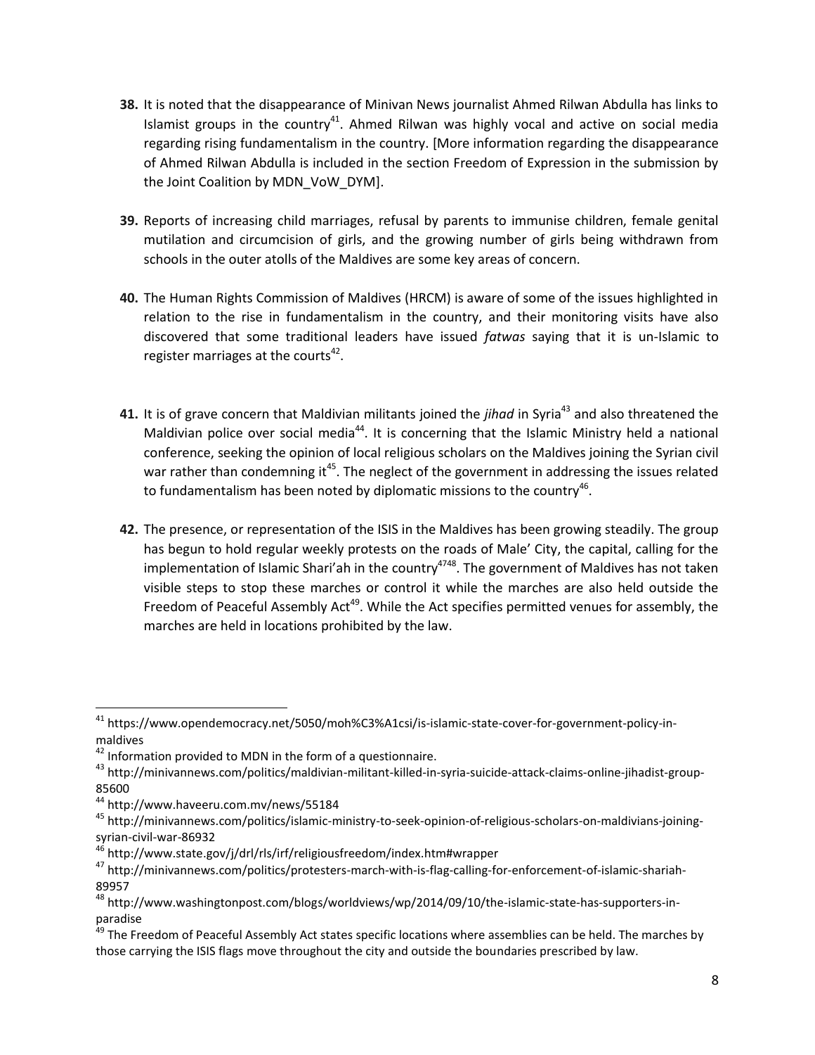**38.** It is noted that the disappearance of Minivan News journalist Ahmed Rilwan Abdulla has links to Islamist groups in the country[41]. Ahmed Rilwan was highly vocal and active on social media regarding rising fundamentalism in the country. [More information regarding the disappearance of Ahmed Rilwan Abdulla is included in the section Freedom of Expression in the submission by the Joint Coalition by MDN_VoW_DYM].

**39.** Reports of increasing child marriages, refusal by parents to immunise children, female genital mutilation and circumcision of girls, and the growing number of girls being withdrawn from schools in the outer atolls of the Maldives are some key areas of concern.

**40.** The Human Rights Commission of Maldives (HRCM) is aware of some of the issues highlighted in relation to the rise in fundamentalism in the country, and their monitoring visits have also discovered that some traditional leaders have issued *fatwas* saying that it is un-Islamic to register marriages at the courts[42].

**41.** It is of grave concern that Maldivian militants joined the *jihad* in Syria[43] and also threatened the Maldivian police over social media[44]. It is concerning that the Islamic Ministry held a national conference, seeking the opinion of local religious scholars on the Maldives joining the Syrian civil war rather than condemning it[45]. The neglect of the government in addressing the issues related to fundamentalism has been noted by diplomatic missions to the country[46].

**42.** The presence, or representation of the ISIS in the Maldives has been growing steadily. The group has begun to hold regular weekly protests on the roads of Male' City, the capital, calling for the implementation of Islamic Shari'ah in the country[47][48]. The government of Maldives has not taken visible steps to stop these marches or control it while the marches are also held outside the Freedom of Peaceful Assembly Act[49]. While the Act specifies permitted venues for assembly, the marches are held in locations prohibited by the law.

---

[41] https://www.opendemocracy.net/5050/moh%C3%A1csi/is-islamic-state-cover-for-government-policy-in-maldives

[42] Information provided to MDN in the form of a questionnaire.

[43] http://minivannews.com/politics/maldivian-militant-killed-in-syria-suicide-attack-claims-online-jihadist-group-85600

[44] http://www.haveeru.com.mv/news/55184

[45] http://minivannews.com/politics/islamic-ministry-to-seek-opinion-of-religious-scholars-on-maldivians-joining-syrian-civil-war-86932

[46] http://www.state.gov/j/drl/rls/irf/religiousfreedom/index.htm#wrapper

[47] http://minivannews.com/politics/protesters-march-with-is-flag-calling-for-enforcement-of-islamic-shariah-89957

[48] http://www.washingtonpost.com/blogs/worldviews/wp/2014/09/10/the-islamic-state-has-supporters-in-paradise

[49] The Freedom of Peaceful Assembly Act states specific locations where assemblies can be held. The marches by those carrying the ISIS flags move throughout the city and outside the boundaries prescribed by law.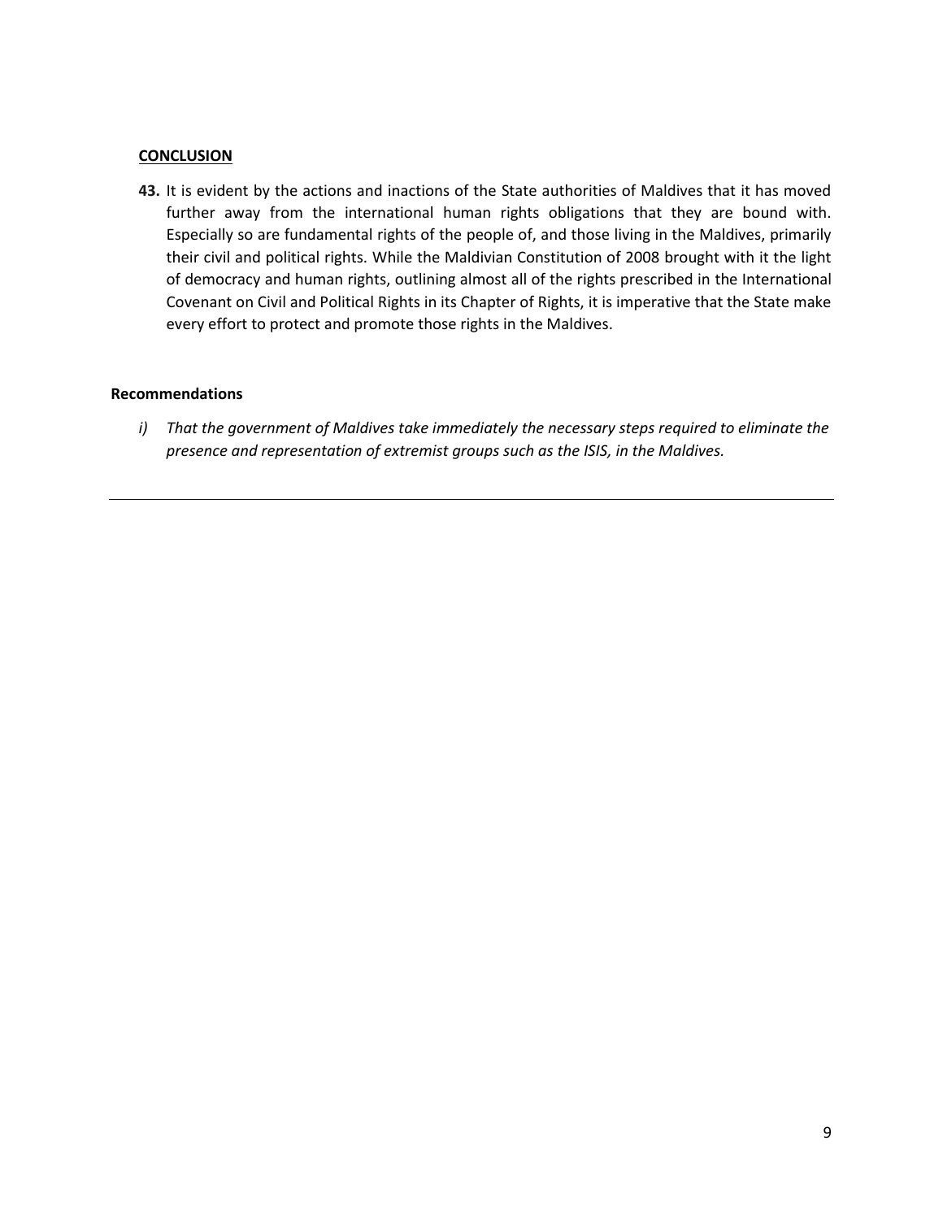## CONCLUSION

**43.** It is evident by the actions and inactions of the State authorities of Maldives that it has moved further away from the international human rights obligations that they are bound with. Especially so are fundamental rights of the people of, and those living in the Maldives, primarily their civil and political rights. While the Maldivian Constitution of 2008 brought with it the light of democracy and human rights, outlining almost all of the rights prescribed in the International Covenant on Civil and Political Rights in its Chapter of Rights, it is imperative that the State make every effort to protect and promote those rights in the Maldives.

**Recommendations**

*i) That the government of Maldives take immediately the necessary steps required to eliminate the presence and representation of extremist groups such as the ISIS, in the Maldives.*

---